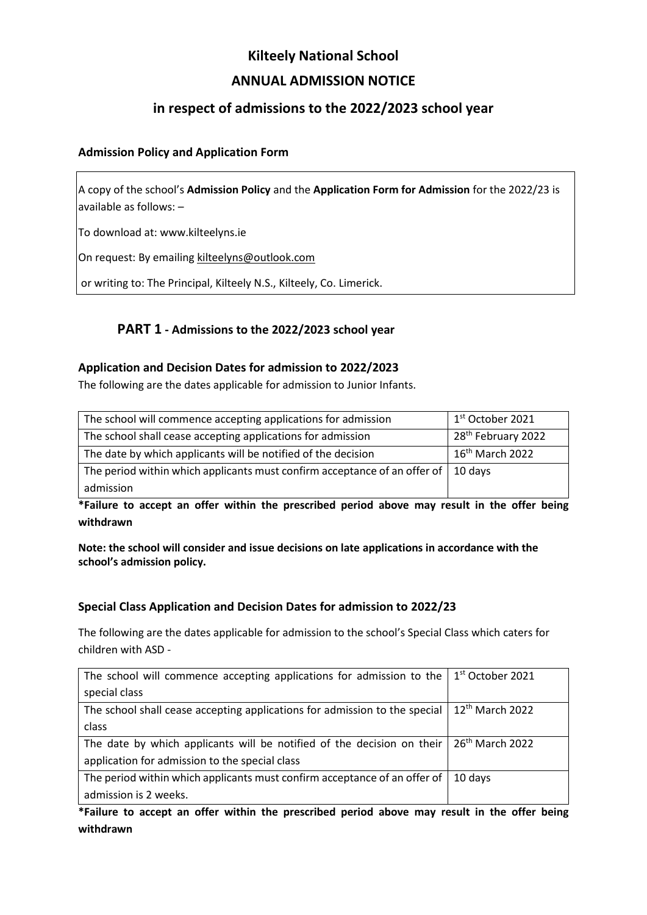# Kilteely National School

## ANNUAL ADMISSION NOTICE

## in respect of admissions to the 2022/2023 school year

### Admission Policy and Application Form

A copy of the school's **Admission Policy** and the **Application Form for Admission** for the 2022/23 is available as follows: –

To download at: www.kilteelyns.ie

On request: By emailing kilteelyns@outlook.com

or writing to: The Principal, Kilteely N.S., Kilteely, Co. Limerick.

## PART 1 - Admissions to the 2022/2023 school year

### Application and Decision Dates for admission to 2022/2023

The following are the dates applicable for admission to Junior Infants.

| | |
|---|---|
| The school will commence accepting applications for admission | 1st October 2021 |
| The school shall cease accepting applications for admission | 28th February 2022 |
| The date by which applicants will be notified of the decision | 16th March 2022 |
| The period within which applicants must confirm acceptance of an offer of admission | 10 days |

**\*Failure to accept an offer within the prescribed period above may result in the offer being withdrawn**

**Note: the school will consider and issue decisions on late applications in accordance with the school's admission policy.**

### Special Class Application and Decision Dates for admission to 2022/23

The following are the dates applicable for admission to the school's Special Class which caters for children with ASD -

| | |
|---|---|
| The school will commence accepting applications for admission to the special class | 1st October 2021 |
| The school shall cease accepting applications for admission to the special class | 12th March 2022 |
| The date by which applicants will be notified of the decision on their application for admission to the special class | 26th March 2022 |
| The period within which applicants must confirm acceptance of an offer of admission is 2 weeks. | 10 days |

**\*Failure to accept an offer within the prescribed period above may result in the offer being withdrawn**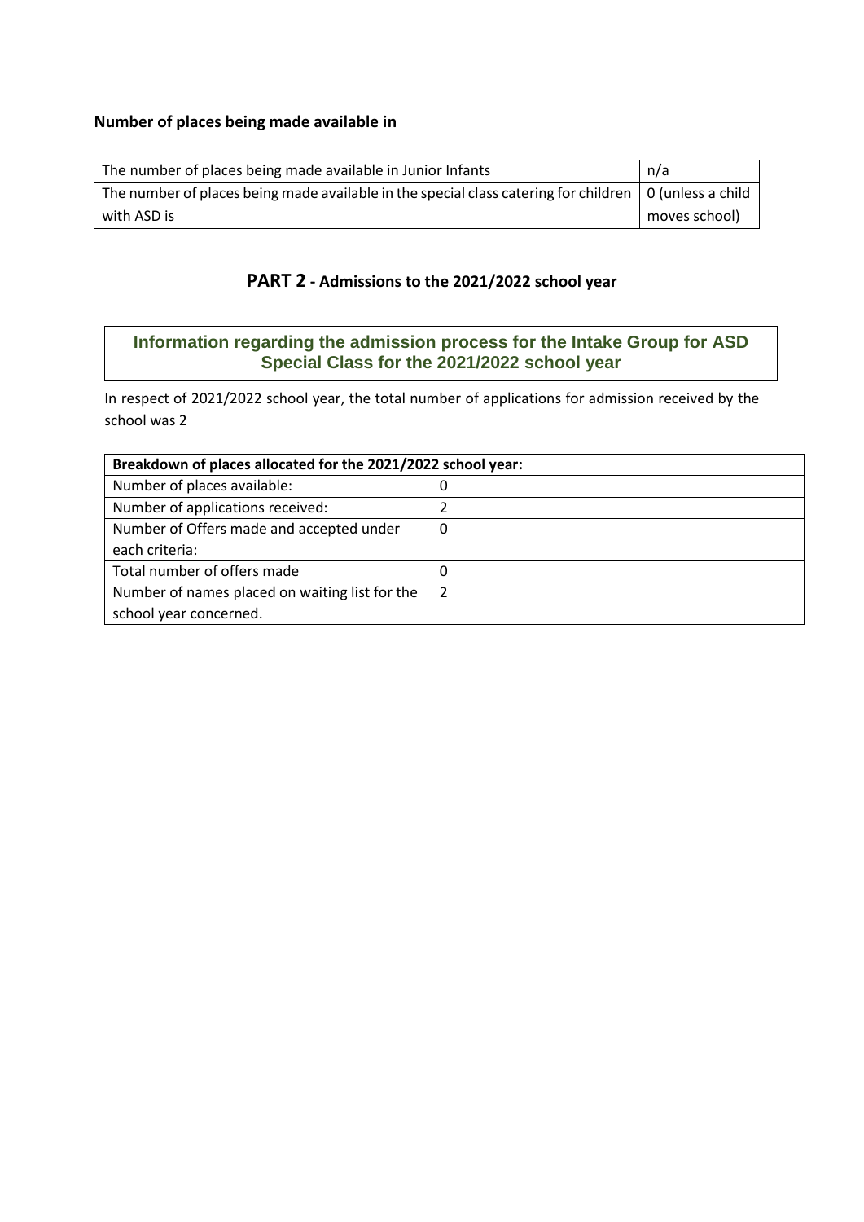**Number of places being made available in**

| | |
|---|---|
| The number of places being made available in Junior Infants | n/a |
| The number of places being made available in the special class catering for children with ASD is | 0 (unless a child moves school) |

## PART 2 - Admissions to the 2021/2022 school year

### Information regarding the admission process for the Intake Group for ASD Special Class for the 2021/2022 school year

In respect of 2021/2022 school year, the total number of applications for admission received by the school was 2

| Breakdown of places allocated for the 2021/2022 school year: | |
|---|---|
| Number of places available: | 0 |
| Number of applications received: | 2 |
| Number of Offers made and accepted under each criteria: | 0 |
| Total number of offers made | 0 |
| Number of names placed on waiting list for the school year concerned. | 2 |